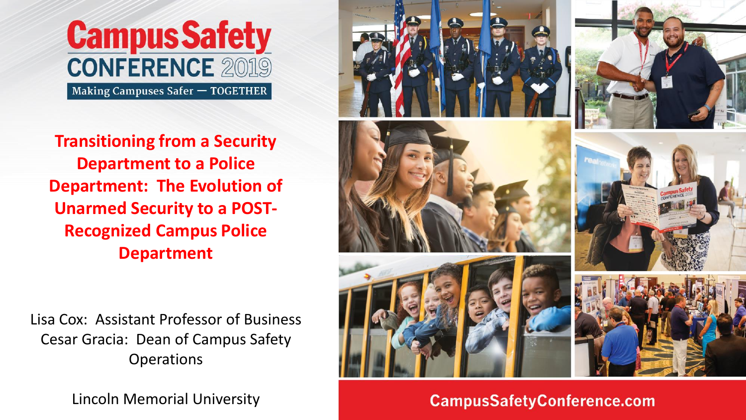# Campus Safety CONFERENCE 2019

Making Campuses Safer — TOGETHER

## Transitioning from a Security Department to a Police Department: The Evolution of Unarmed Security to a POST-Recognized Campus Police Department

Lisa Cox: Assistant Professor of Business
Cesar Gracia: Dean of Campus Safety Operations

Lincoln Memorial University

CampusSafetyConference.com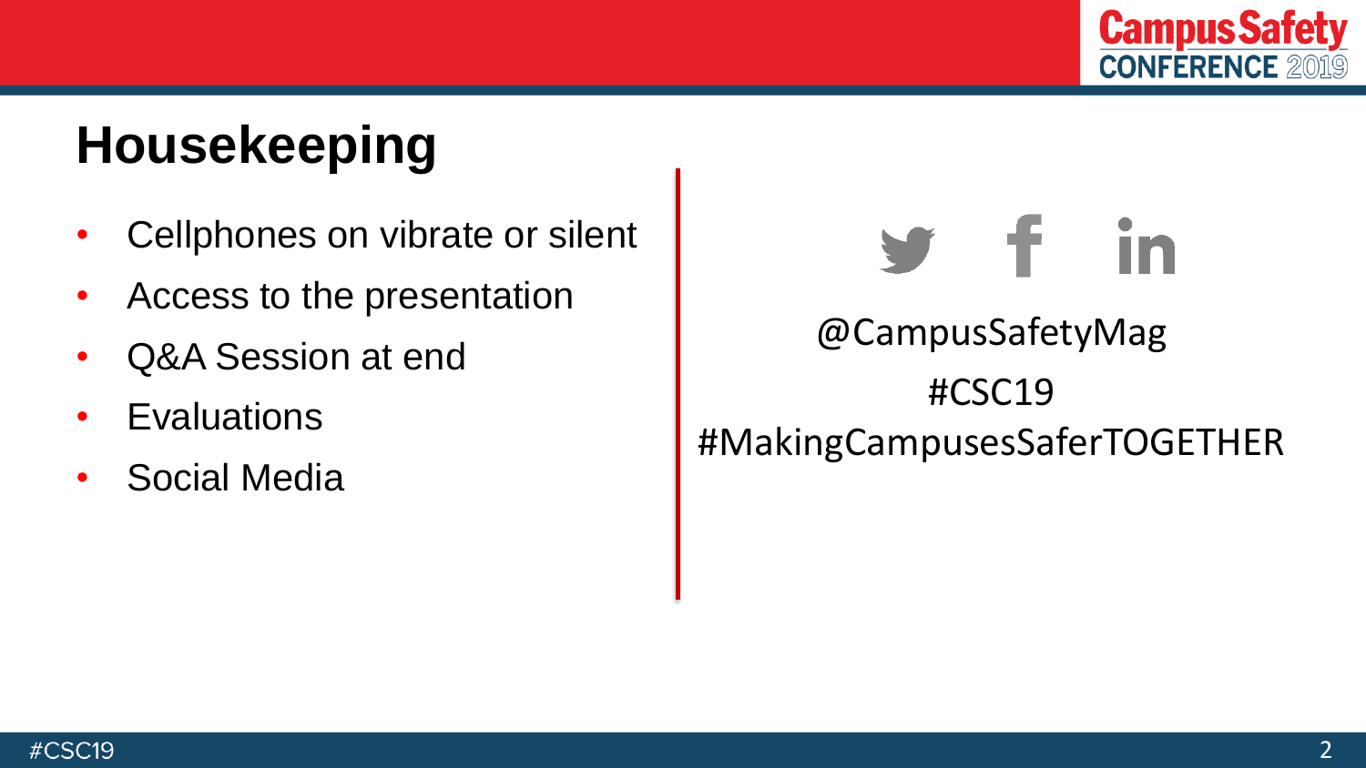# Housekeeping

- Cellphones on vibrate or silent
- Access to the presentation
- Q&A Session at end
- Evaluations
- Social Media

@CampusSafetyMag

#CSC19

#MakingCampusesSaferTOGETHER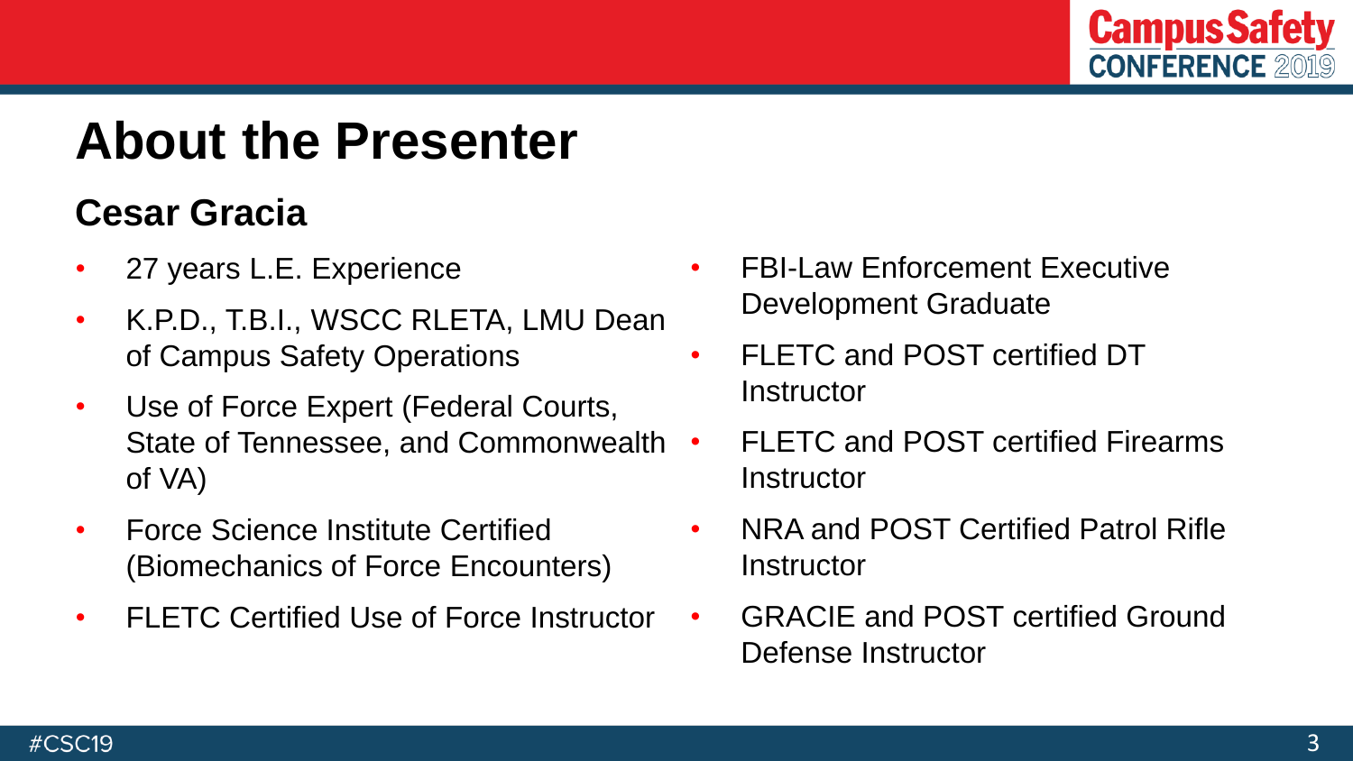# About the Presenter

## Cesar Gracia

- 27 years L.E. Experience
- K.P.D., T.B.I., WSCC RLETA, LMU Dean of Campus Safety Operations
- Use of Force Expert (Federal Courts, State of Tennessee, and Commonwealth of VA)
- Force Science Institute Certified (Biomechanics of Force Encounters)
- FLETC Certified Use of Force Instructor
- FBI-Law Enforcement Executive Development Graduate
- FLETC and POST certified DT Instructor
- FLETC and POST certified Firearms Instructor
- NRA and POST Certified Patrol Rifle Instructor
- GRACIE and POST certified Ground Defense Instructor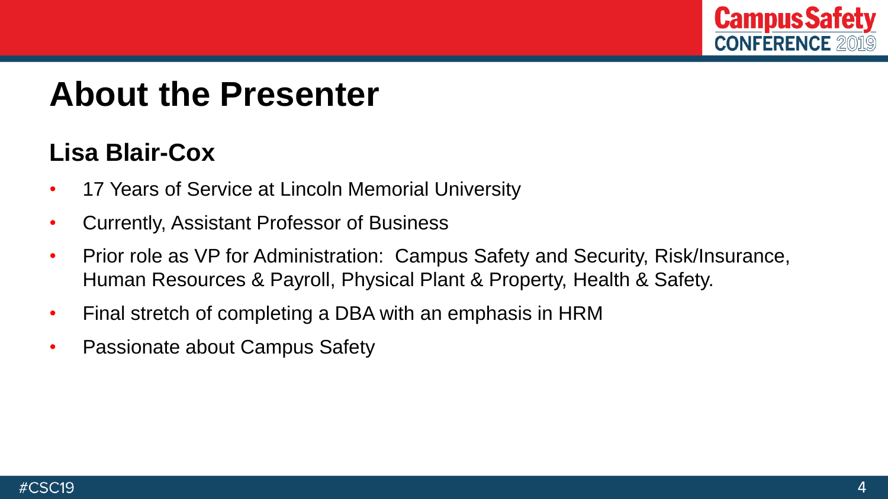# About the Presenter

## Lisa Blair-Cox

- 17 Years of Service at Lincoln Memorial University
- Currently, Assistant Professor of Business
- Prior role as VP for Administration: Campus Safety and Security, Risk/Insurance, Human Resources & Payroll, Physical Plant & Property, Health & Safety.
- Final stretch of completing a DBA with an emphasis in HRM
- Passionate about Campus Safety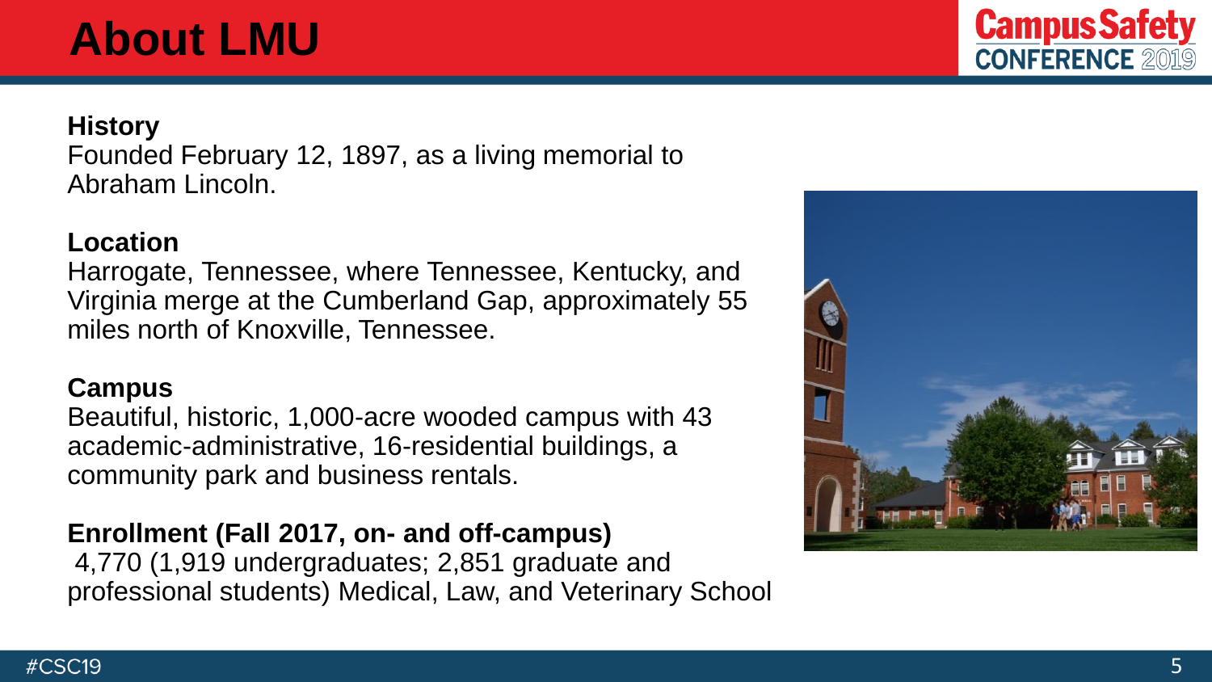# About LMU

**History**
Founded February 12, 1897, as a living memorial to Abraham Lincoln.

**Location**
Harrogate, Tennessee, where Tennessee, Kentucky, and Virginia merge at the Cumberland Gap, approximately 55 miles north of Knoxville, Tennessee.

**Campus**
Beautiful, historic, 1,000-acre wooded campus with 43 academic-administrative, 16-residential buildings, a community park and business rentals.

**Enrollment (Fall 2017, on- and off-campus)**
4,770 (1,919 undergraduates; 2,851 graduate and professional students) Medical, Law, and Veterinary School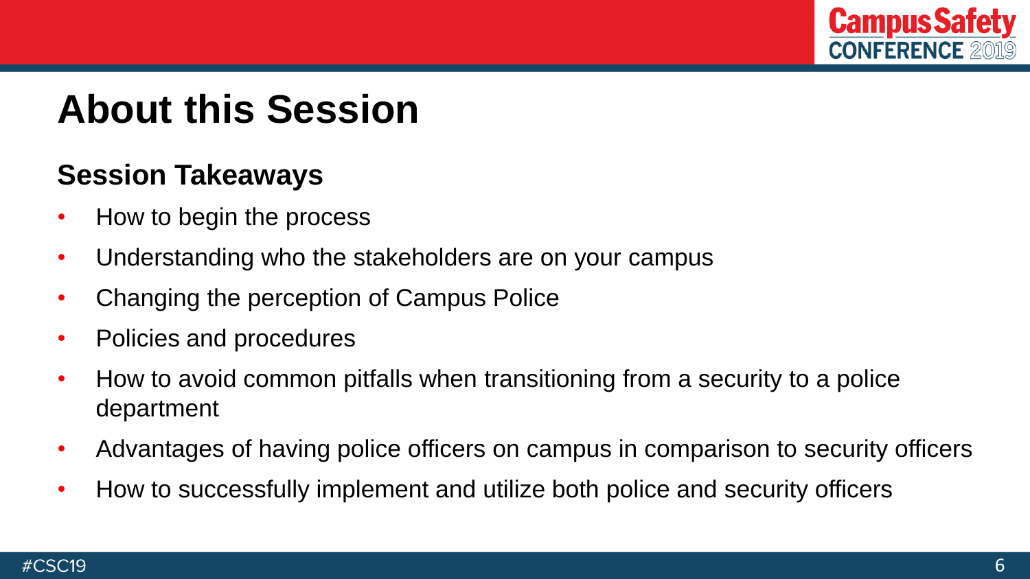# About this Session

## Session Takeaways

- How to begin the process
- Understanding who the stakeholders are on your campus
- Changing the perception of Campus Police
- Policies and procedures
- How to avoid common pitfalls when transitioning from a security to a police department
- Advantages of having police officers on campus in comparison to security officers
- How to successfully implement and utilize both police and security officers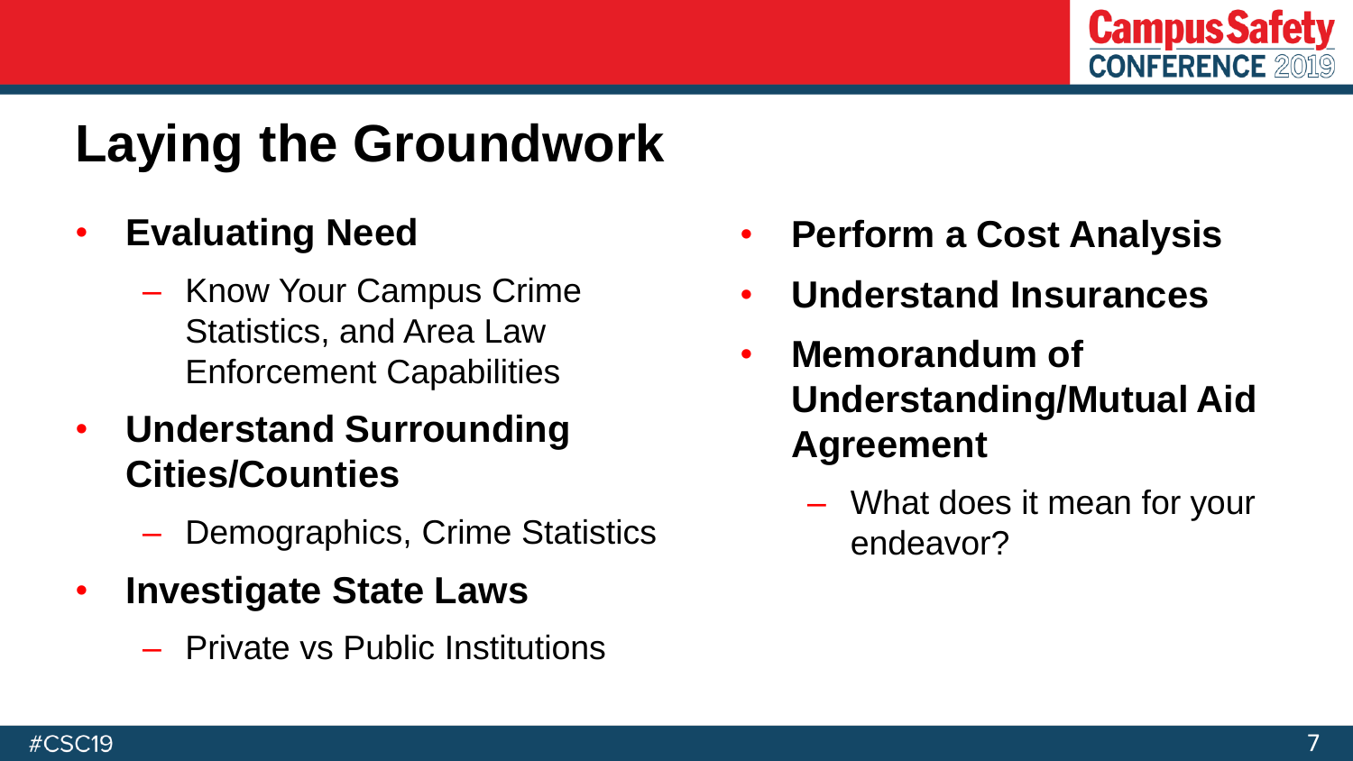# Laying the Groundwork

- **Evaluating Need**
  - Know Your Campus Crime Statistics, and Area Law Enforcement Capabilities
- **Understand Surrounding Cities/Counties**
  - Demographics, Crime Statistics
- **Investigate State Laws**
  - Private vs Public Institutions
- **Perform a Cost Analysis**
- **Understand Insurances**
- **Memorandum of Understanding/Mutual Aid Agreement**
  - What does it mean for your endeavor?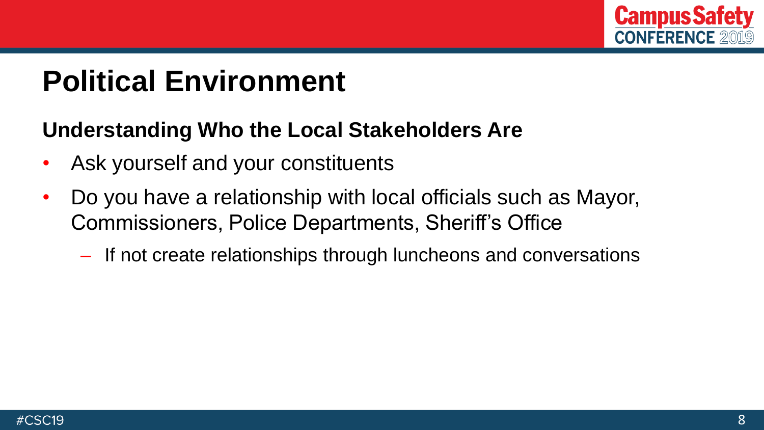# Political Environment

## Understanding Who the Local Stakeholders Are

- Ask yourself and your constituents
- Do you have a relationship with local officials such as Mayor, Commissioners, Police Departments, Sheriff's Office
  - If not create relationships through luncheons and conversations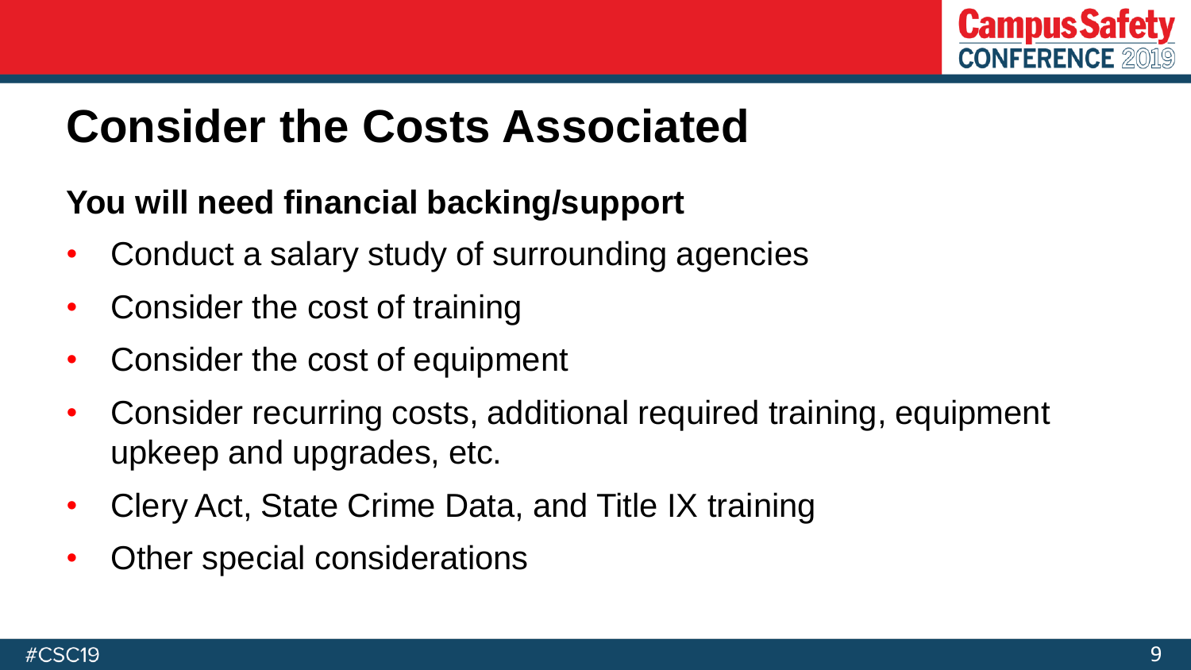# Consider the Costs Associated

**You will need financial backing/support**

- Conduct a salary study of surrounding agencies
- Consider the cost of training
- Consider the cost of equipment
- Consider recurring costs, additional required training, equipment upkeep and upgrades, etc.
- Clery Act, State Crime Data, and Title IX training
- Other special considerations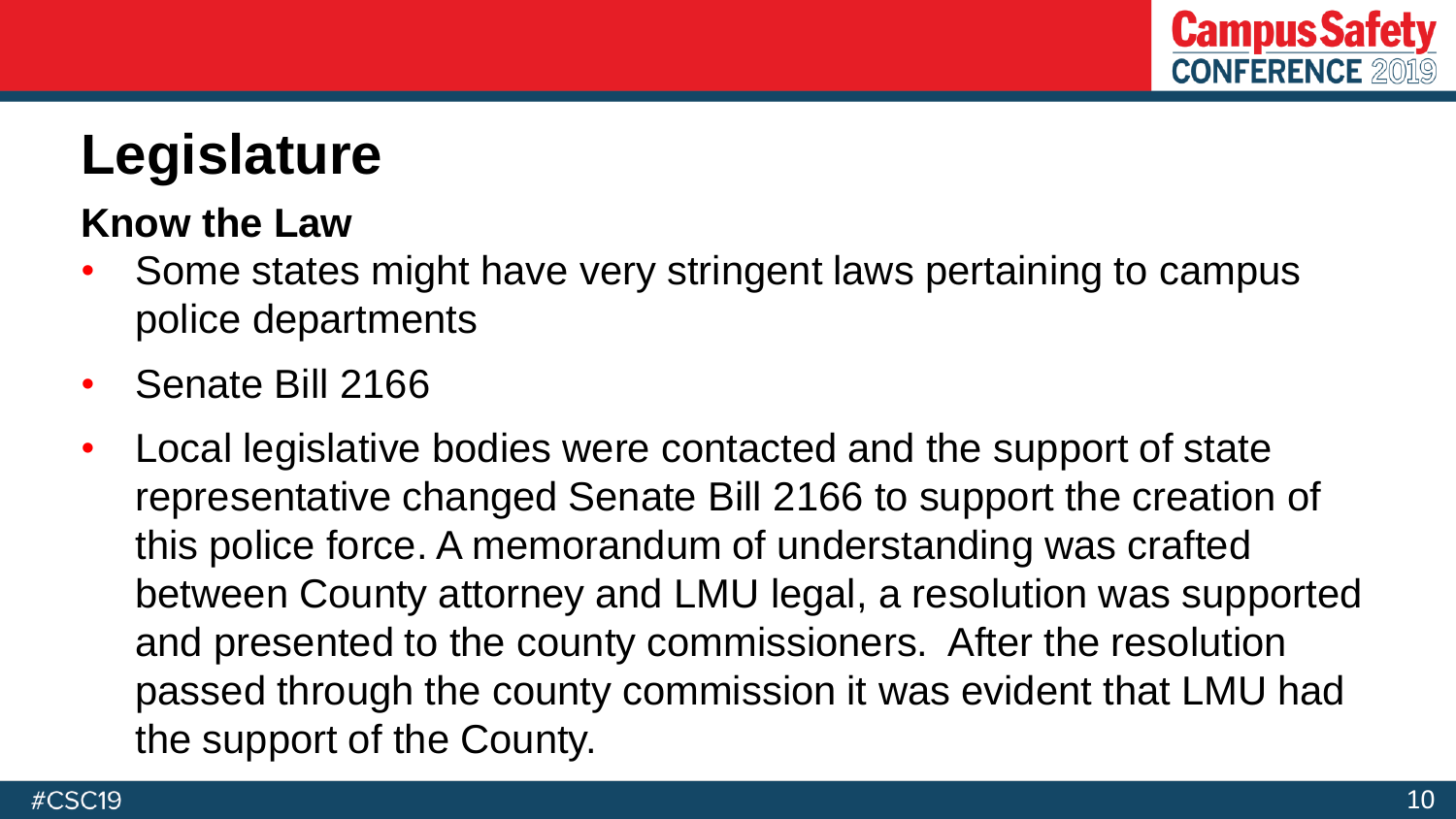# Legislature

### Know the Law

- Some states might have very stringent laws pertaining to campus police departments
- Senate Bill 2166
- Local legislative bodies were contacted and the support of state representative changed Senate Bill 2166 to support the creation of this police force. A memorandum of understanding was crafted between County attorney and LMU legal, a resolution was supported and presented to the county commissioners. After the resolution passed through the county commission it was evident that LMU had the support of the County.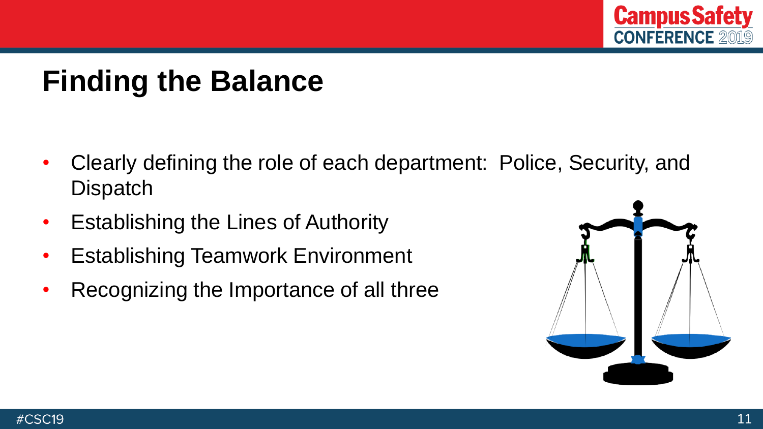# Finding the Balance

- Clearly defining the role of each department: Police, Security, and Dispatch
- Establishing the Lines of Authority
- Establishing Teamwork Environment
- Recognizing the Importance of all three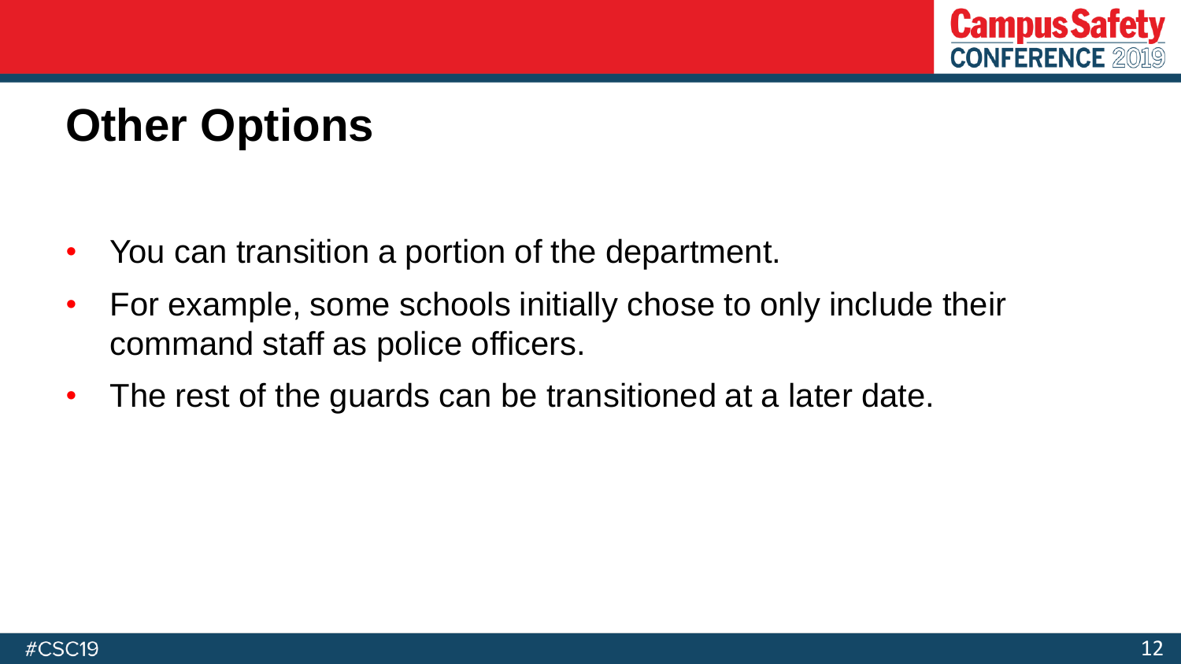# Other Options

- You can transition a portion of the department.
- For example, some schools initially chose to only include their command staff as police officers.
- The rest of the guards can be transitioned at a later date.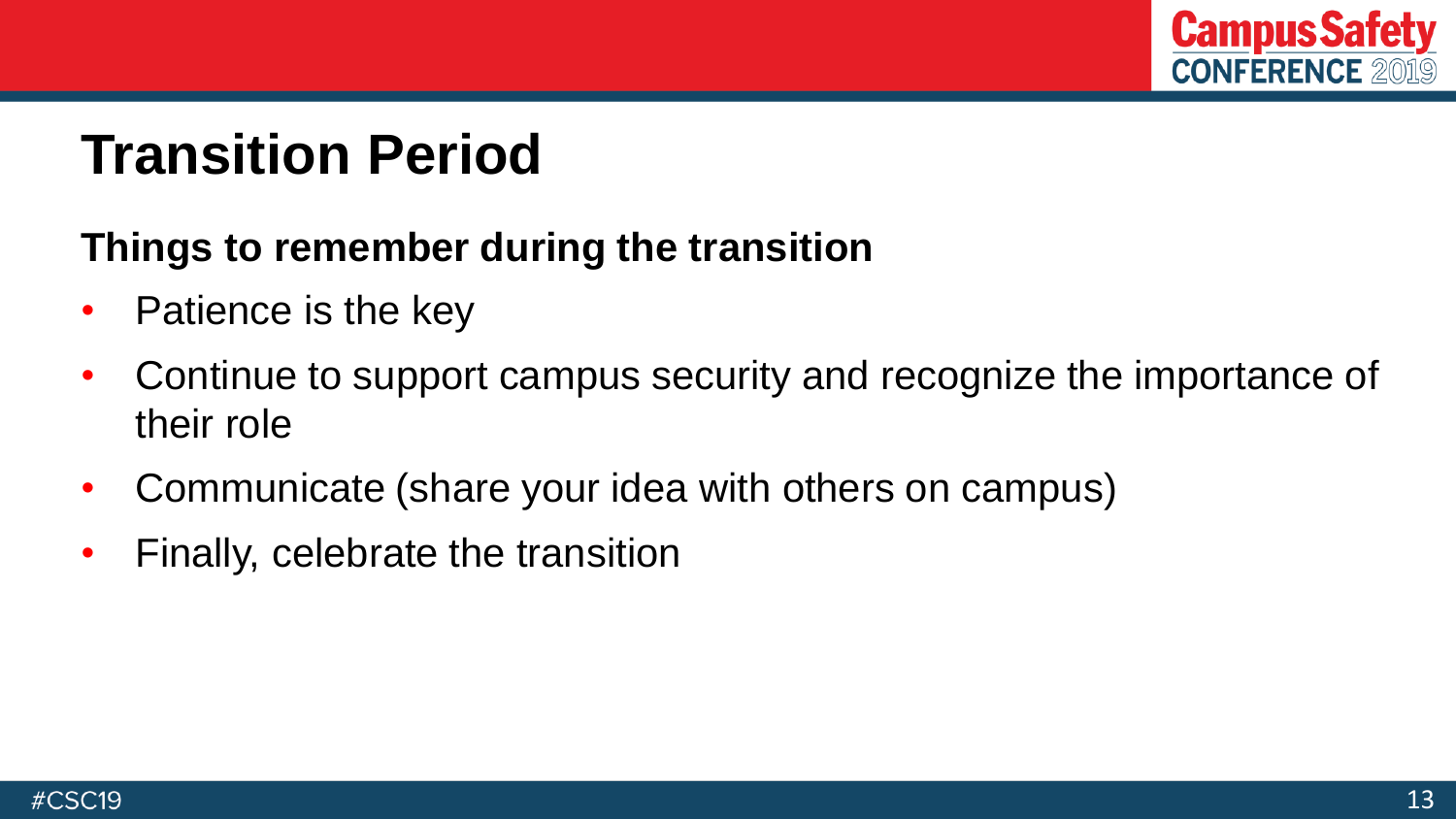# Transition Period

**Things to remember during the transition**

- Patience is the key
- Continue to support campus security and recognize the importance of their role
- Communicate (share your idea with others on campus)
- Finally, celebrate the transition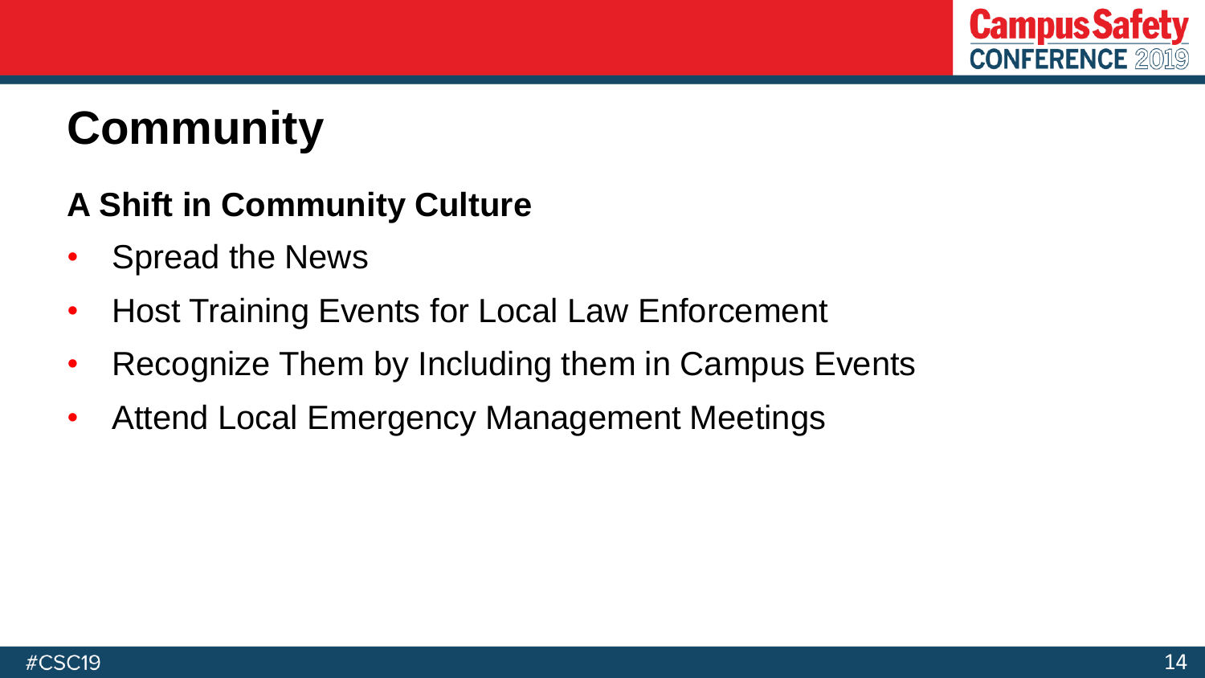# Community

## A Shift in Community Culture

- Spread the News
- Host Training Events for Local Law Enforcement
- Recognize Them by Including them in Campus Events
- Attend Local Emergency Management Meetings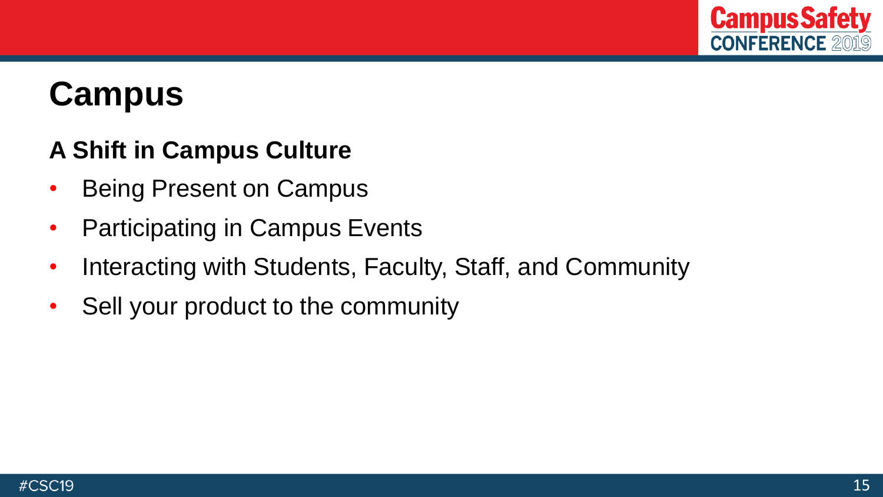# Campus

## A Shift in Campus Culture

- Being Present on Campus
- Participating in Campus Events
- Interacting with Students, Faculty, Staff, and Community
- Sell your product to the community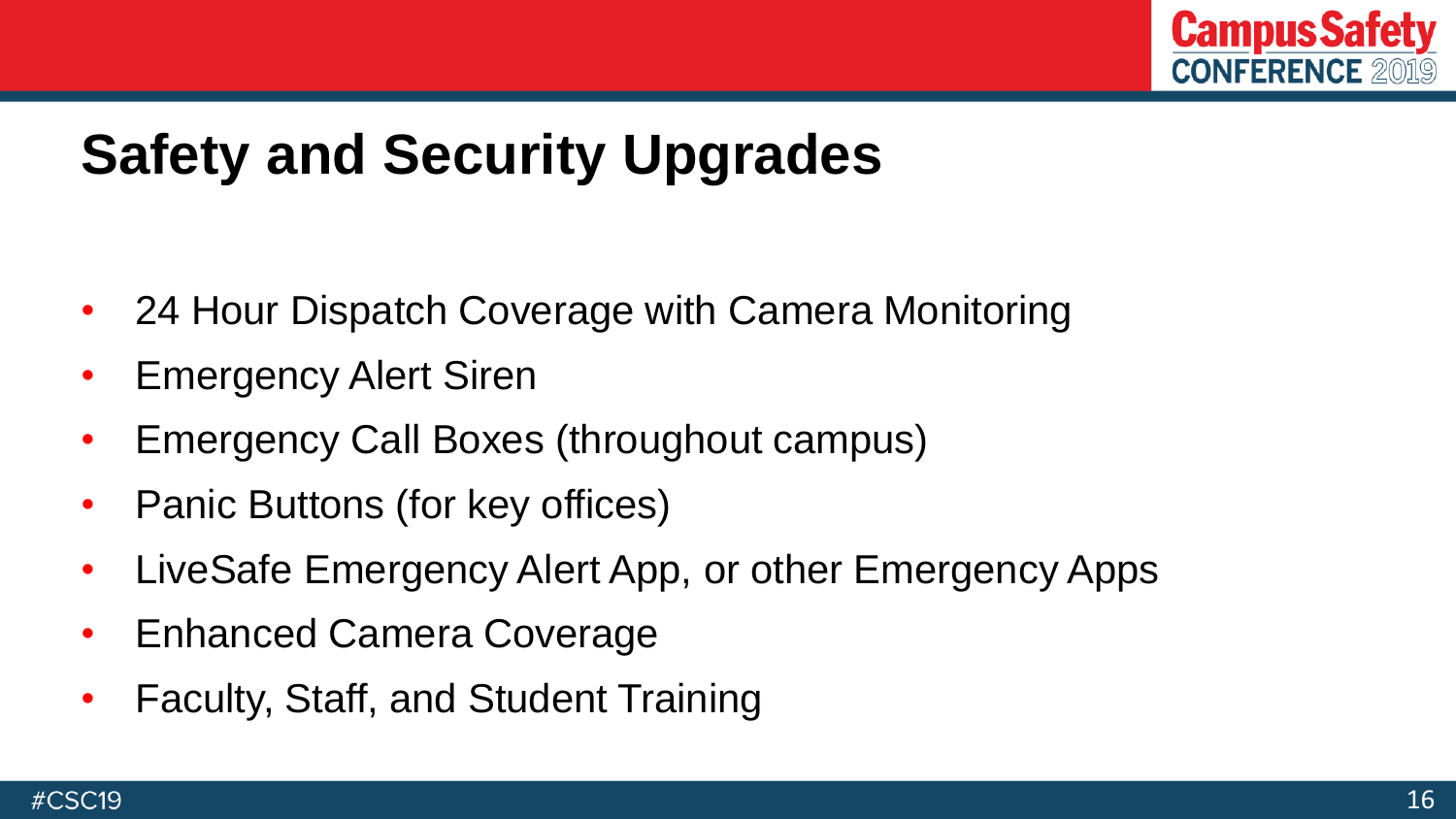# Safety and Security Upgrades

- 24 Hour Dispatch Coverage with Camera Monitoring
- Emergency Alert Siren
- Emergency Call Boxes (throughout campus)
- Panic Buttons (for key offices)
- LiveSafe Emergency Alert App, or other Emergency Apps
- Enhanced Camera Coverage
- Faculty, Staff, and Student Training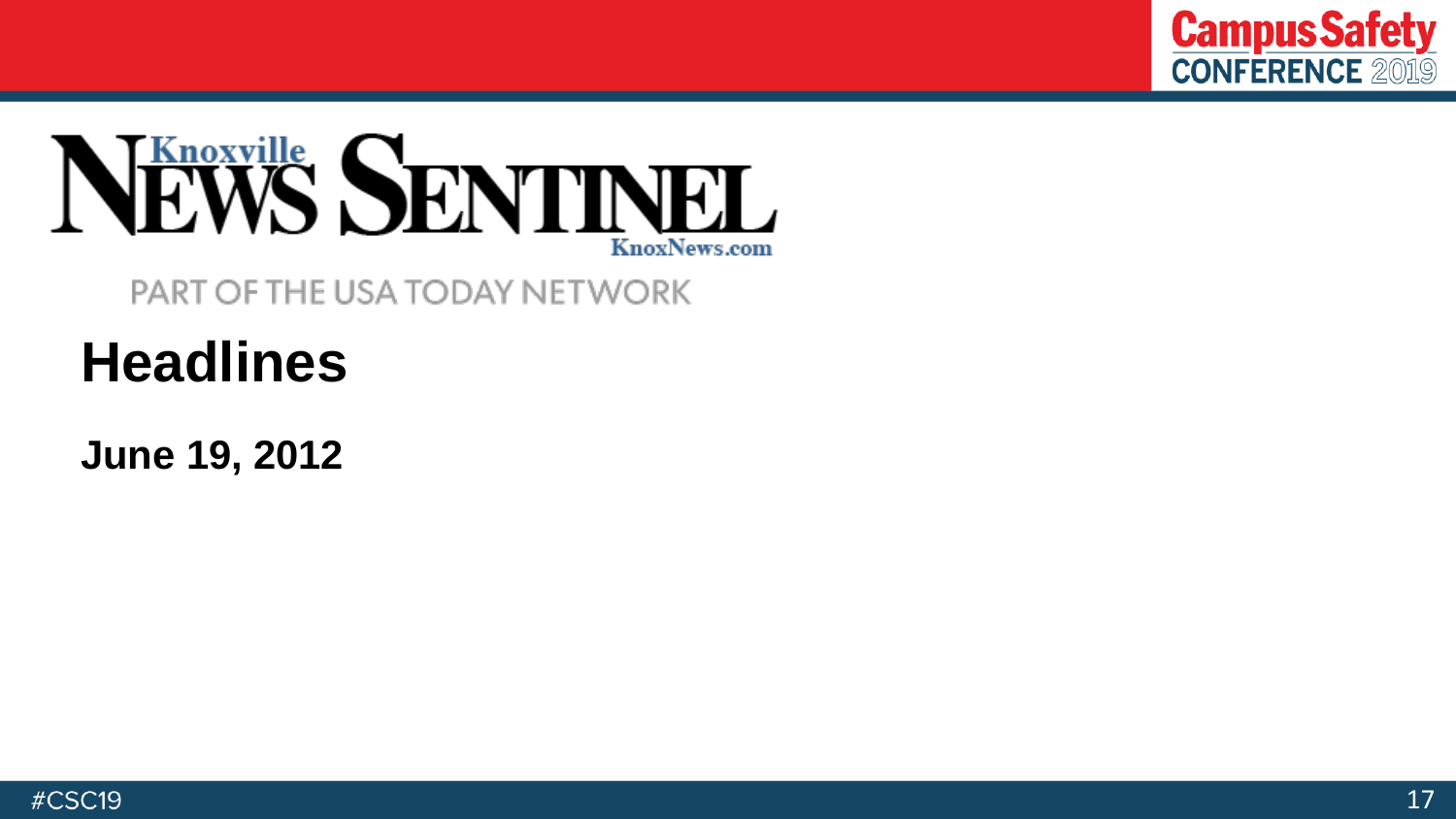Knoxville News Sentinel

KnoxNews.com

PART OF THE USA TODAY NETWORK

# Headlines

**June 19, 2012**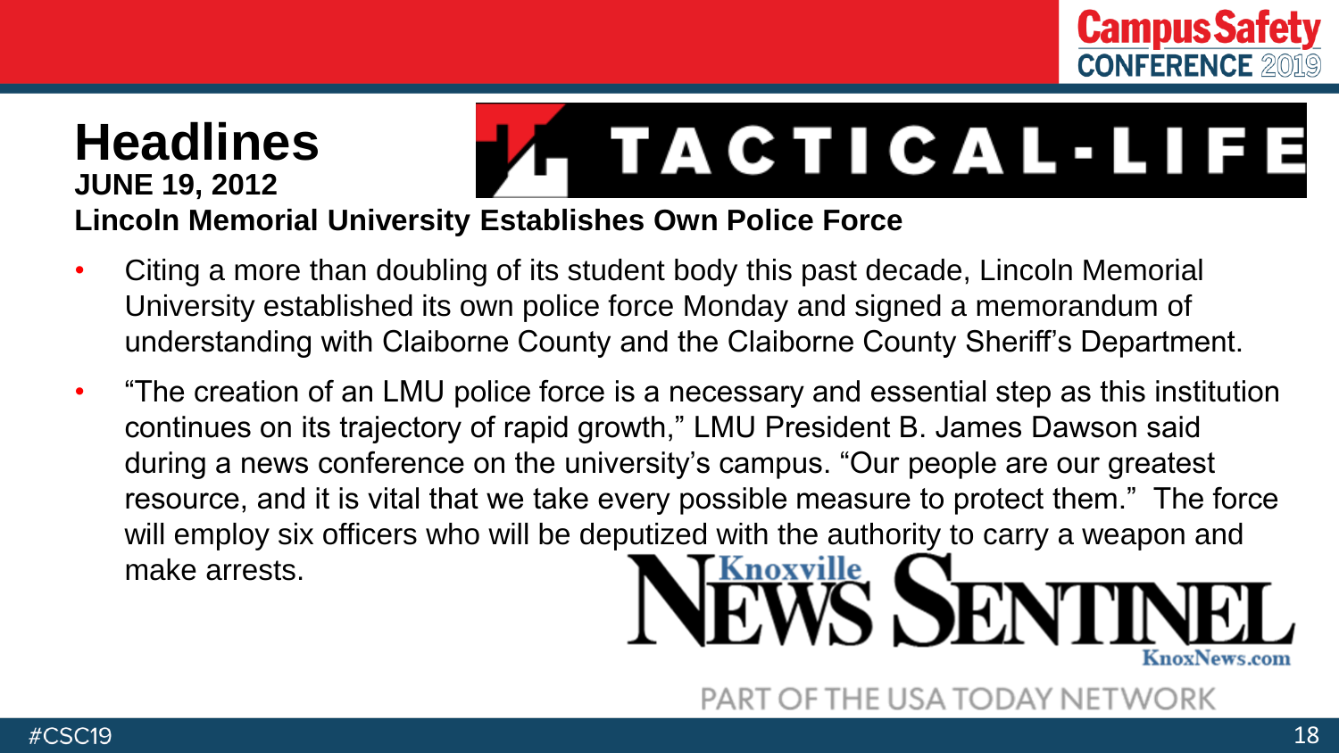# Headlines

**JUNE 19, 2012**

**Lincoln Memorial University Establishes Own Police Force**

- Citing a more than doubling of its student body this past decade, Lincoln Memorial University established its own police force Monday and signed a memorandum of understanding with Claiborne County and the Claiborne County Sheriff's Department.
- "The creation of an LMU police force is a necessary and essential step as this institution continues on its trajectory of rapid growth," LMU President B. James Dawson said during a news conference on the university's campus. "Our people are our greatest resource, and it is vital that we take every possible measure to protect them." The force will employ six officers who will be deputized with the authority to carry a weapon and make arrests.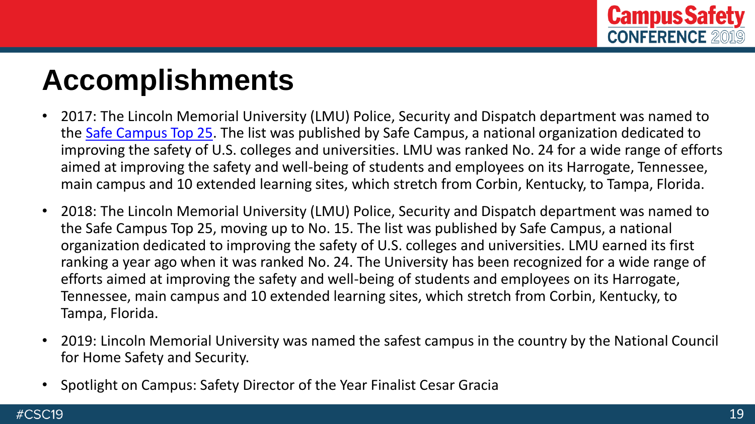# Accomplishments

- 2017: The Lincoln Memorial University (LMU) Police, Security and Dispatch department was named to the [Safe Campus Top 25](). The list was published by Safe Campus, a national organization dedicated to improving the safety of U.S. colleges and universities. LMU was ranked No. 24 for a wide range of efforts aimed at improving the safety and well-being of students and employees on its Harrogate, Tennessee, main campus and 10 extended learning sites, which stretch from Corbin, Kentucky, to Tampa, Florida.
- 2018: The Lincoln Memorial University (LMU) Police, Security and Dispatch department was named to the Safe Campus Top 25, moving up to No. 15. The list was published by Safe Campus, a national organization dedicated to improving the safety of U.S. colleges and universities. LMU earned its first ranking a year ago when it was ranked No. 24. The University has been recognized for a wide range of efforts aimed at improving the safety and well-being of students and employees on its Harrogate, Tennessee, main campus and 10 extended learning sites, which stretch from Corbin, Kentucky, to Tampa, Florida.
- 2019: Lincoln Memorial University was named the safest campus in the country by the National Council for Home Safety and Security.
- Spotlight on Campus: Safety Director of the Year Finalist Cesar Gracia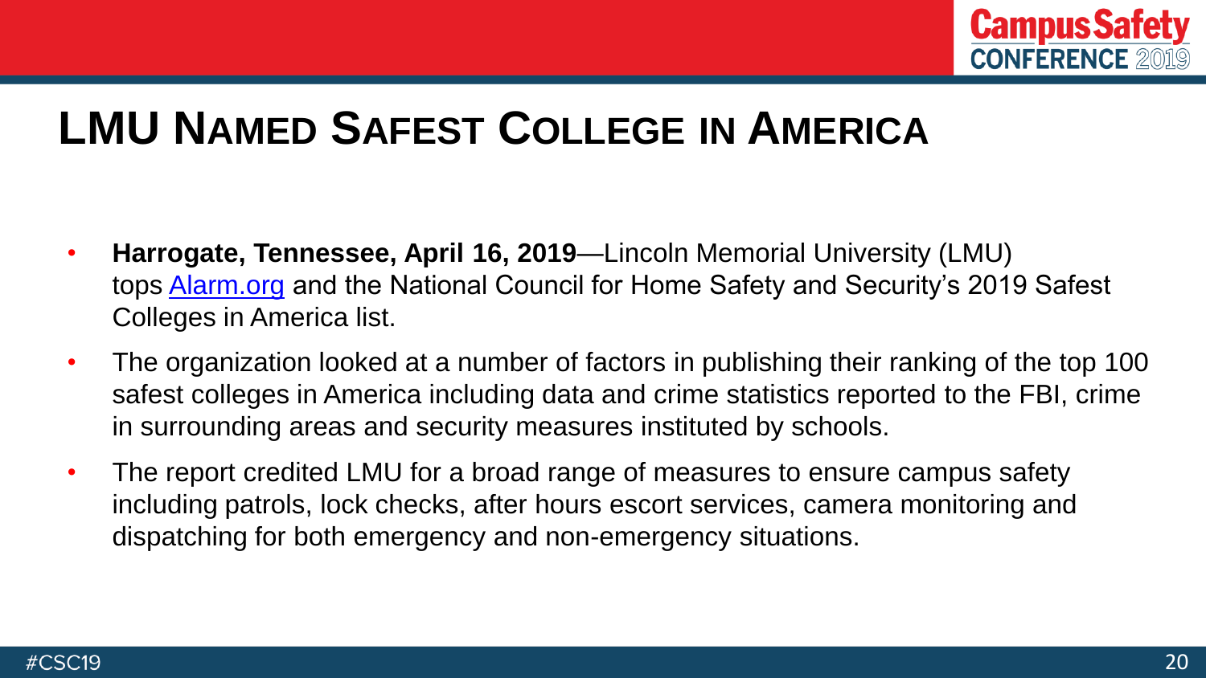# LMU Named Safest College in America

- **Harrogate, Tennessee, April 16, 2019**—Lincoln Memorial University (LMU) tops [Alarm.org](Alarm.org) and the National Council for Home Safety and Security's 2019 Safest Colleges in America list.
- The organization looked at a number of factors in publishing their ranking of the top 100 safest colleges in America including data and crime statistics reported to the FBI, crime in surrounding areas and security measures instituted by schools.
- The report credited LMU for a broad range of measures to ensure campus safety including patrols, lock checks, after hours escort services, camera monitoring and dispatching for both emergency and non-emergency situations.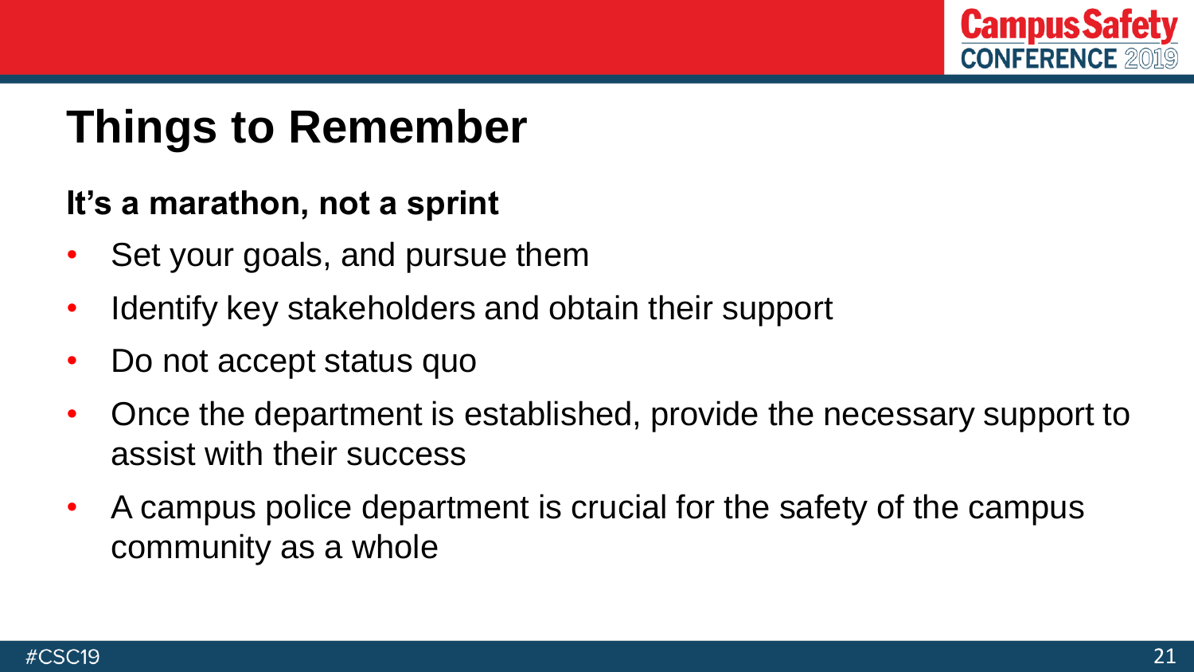# Things to Remember

**It's a marathon, not a sprint**

- Set your goals, and pursue them
- Identify key stakeholders and obtain their support
- Do not accept status quo
- Once the department is established, provide the necessary support to assist with their success
- A campus police department is crucial for the safety of the campus community as a whole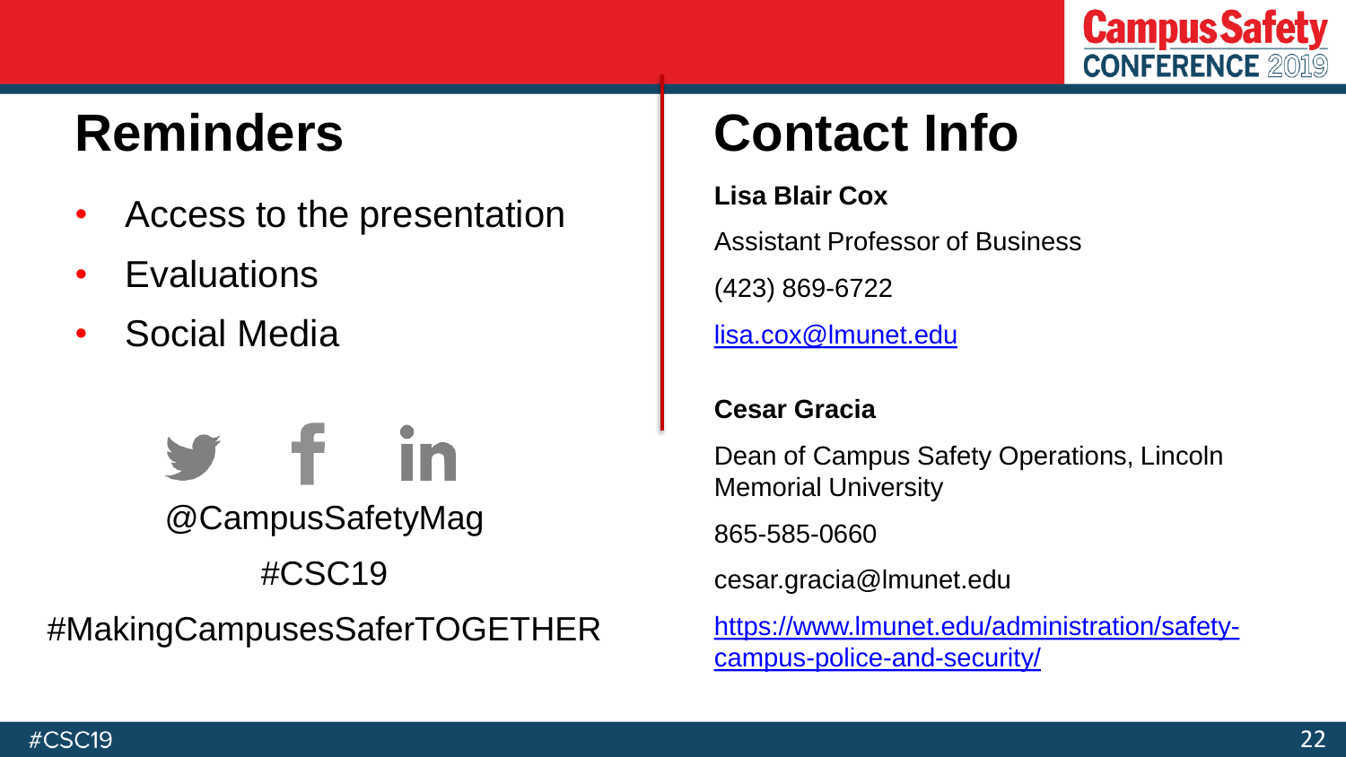## Reminders

- Access to the presentation
- Evaluations
- Social Media

@CampusSafetyMag

#CSC19

#MakingCampusesSaferTOGETHER

## Contact Info

**Lisa Blair Cox**

Assistant Professor of Business

(423) 869-6722

lisa.cox@lmunet.edu

**Cesar Gracia**

Dean of Campus Safety Operations, Lincoln Memorial University

865-585-0660

cesar.gracia@lmunet.edu

https://www.lmunet.edu/administration/safety-campus-police-and-security/